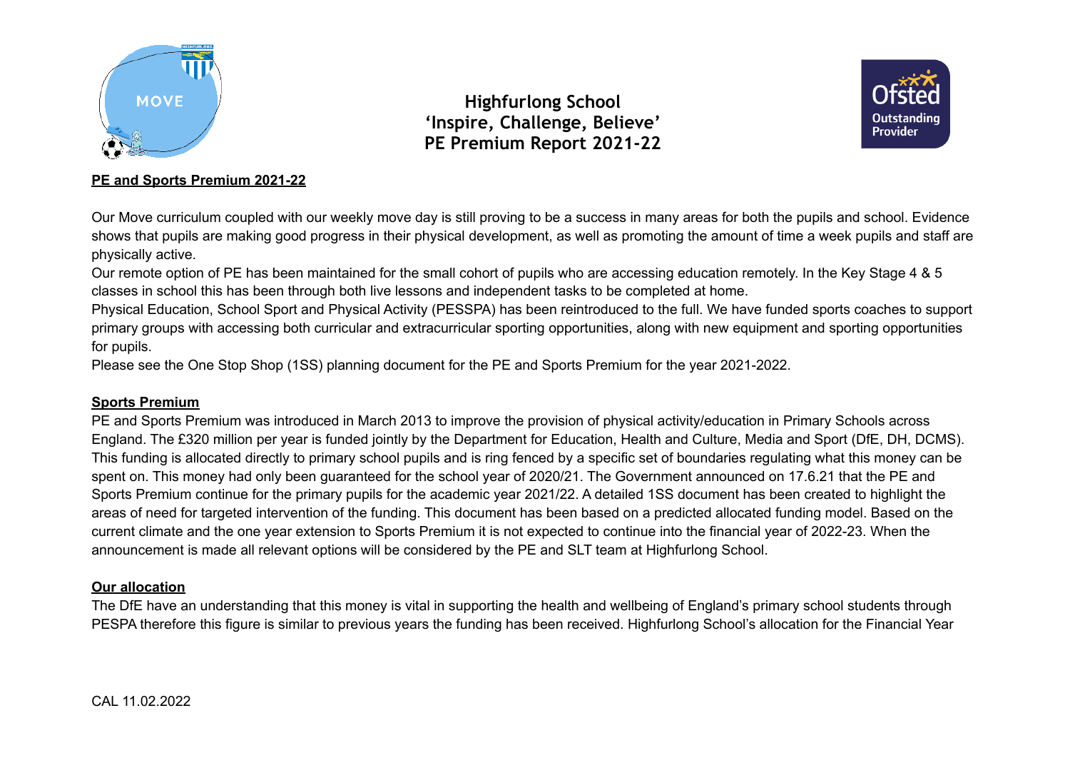# Highfurlong School
## 'Inspire, Challenge, Believe'
## PE Premium Report 2021-22

**PE and Sports Premium 2021-22**

Our Move curriculum coupled with our weekly move day is still proving to be a success in many areas for both the pupils and school. Evidence shows that pupils are making good progress in their physical development, as well as promoting the amount of time a week pupils and staff are physically active.

Our remote option of PE has been maintained for the small cohort of pupils who are accessing education remotely. In the Key Stage 4 & 5 classes in school this has been through both live lessons and independent tasks to be completed at home.

Physical Education, School Sport and Physical Activity (PESSPA) has been reintroduced to the full. We have funded sports coaches to support primary groups with accessing both curricular and extracurricular sporting opportunities, along with new equipment and sporting opportunities for pupils.

Please see the One Stop Shop (1SS) planning document for the PE and Sports Premium for the year 2021-2022.

**Sports Premium**

PE and Sports Premium was introduced in March 2013 to improve the provision of physical activity/education in Primary Schools across England. The £320 million per year is funded jointly by the Department for Education, Health and Culture, Media and Sport (DfE, DH, DCMS). This funding is allocated directly to primary school pupils and is ring fenced by a specific set of boundaries regulating what this money can be spent on. This money had only been guaranteed for the school year of 2020/21. The Government announced on 17.6.21 that the PE and Sports Premium continue for the primary pupils for the academic year 2021/22. A detailed 1SS document has been created to highlight the areas of need for targeted intervention of the funding. This document has been based on a predicted allocated funding model. Based on the current climate and the one year extension to Sports Premium it is not expected to continue into the financial year of 2022-23. When the announcement is made all relevant options will be considered by the PE and SLT team at Highfurlong School.

**Our allocation**

The DfE have an understanding that this money is vital in supporting the health and wellbeing of England's primary school students through PESPA therefore this figure is similar to previous years the funding has been received. Highfurlong School's allocation for the Financial Year

CAL 11.02.2022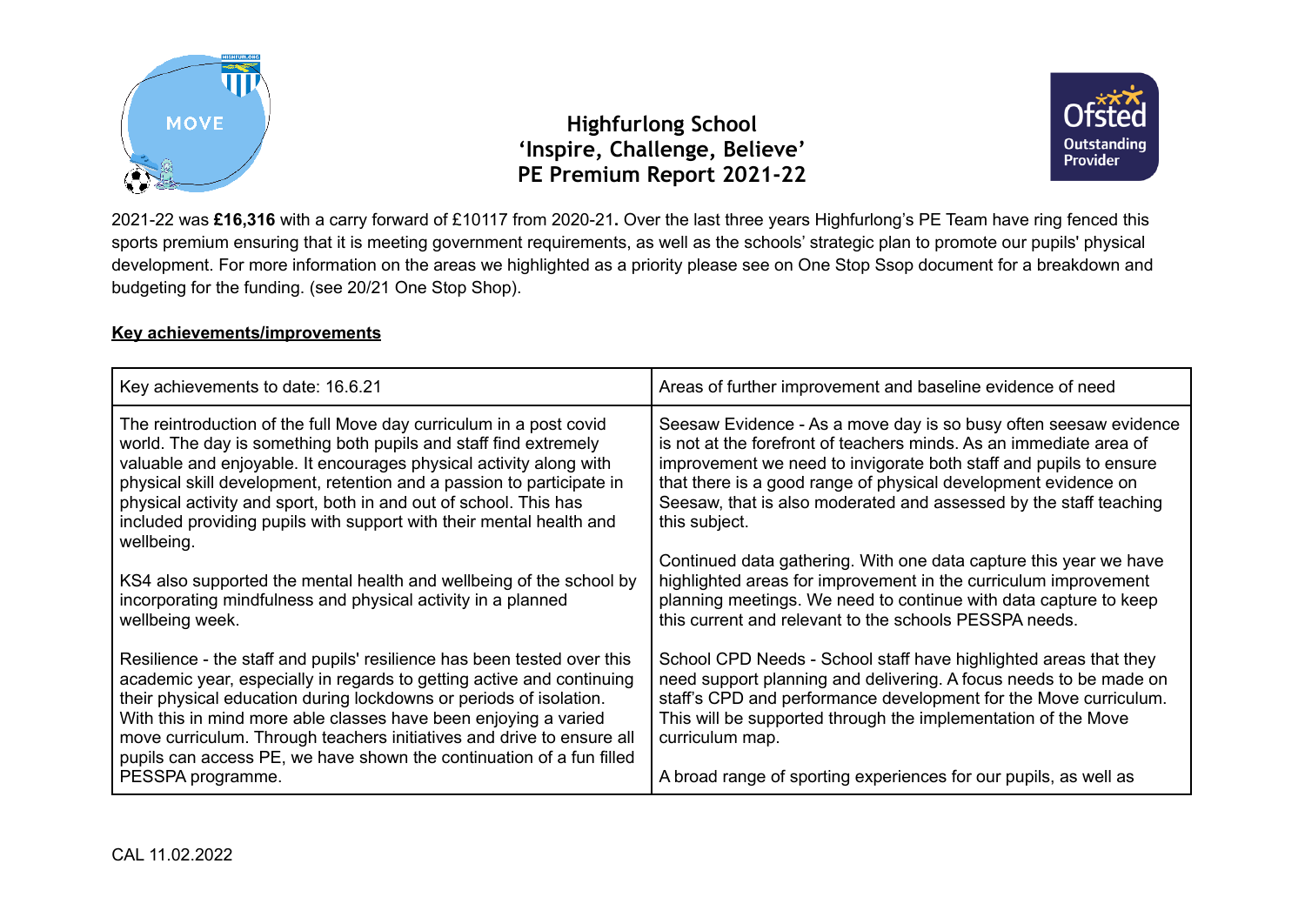# Highfurlong School
## 'Inspire, Challenge, Believe'
## PE Premium Report 2021-22

2021-22 was **£16,316** with a carry forward of £10117 from 2020-21**.** Over the last three years Highfurlong's PE Team have ring fenced this sports premium ensuring that it is meeting government requirements, as well as the schools' strategic plan to promote our pupils' physical development. For more information on the areas we highlighted as a priority please see on One Stop Ssop document for a breakdown and budgeting for the funding. (see 20/21 One Stop Shop).

**Key achievements/improvements**

| Key achievements to date: 16.6.21 | Areas of further improvement and baseline evidence of need |
|---|---|
| The reintroduction of the full Move day curriculum in a post covid world. The day is something both pupils and staff find extremely valuable and enjoyable. It encourages physical activity along with physical skill development, retention and a passion to participate in physical activity and sport, both in and out of school. This has included providing pupils with support with their mental health and wellbeing.<br><br>KS4 also supported the mental health and wellbeing of the school by incorporating mindfulness and physical activity in a planned wellbeing week.<br><br>Resilience - the staff and pupils' resilience has been tested over this academic year, especially in regards to getting active and continuing their physical education during lockdowns or periods of isolation. With this in mind more able classes have been enjoying a varied move curriculum. Through teachers initiatives and drive to ensure all pupils can access PE, we have shown the continuation of a fun filled PESSPA programme. | Seesaw Evidence - As a move day is so busy often seesaw evidence is not at the forefront of teachers minds. As an immediate area of improvement we need to invigorate both staff and pupils to ensure that there is a good range of physical development evidence on Seesaw, that is also moderated and assessed by the staff teaching this subject.<br><br>Continued data gathering. With one data capture this year we have highlighted areas for improvement in the curriculum improvement planning meetings. We need to continue with data capture to keep this current and relevant to the schools PESSPA needs.<br><br>School CPD Needs - School staff have highlighted areas that they need support planning and delivering. A focus needs to be made on staff's CPD and performance development for the Move curriculum. This will be supported through the implementation of the Move curriculum map.<br><br>A broad range of sporting experiences for our pupils, as well as |

CAL 11.02.2022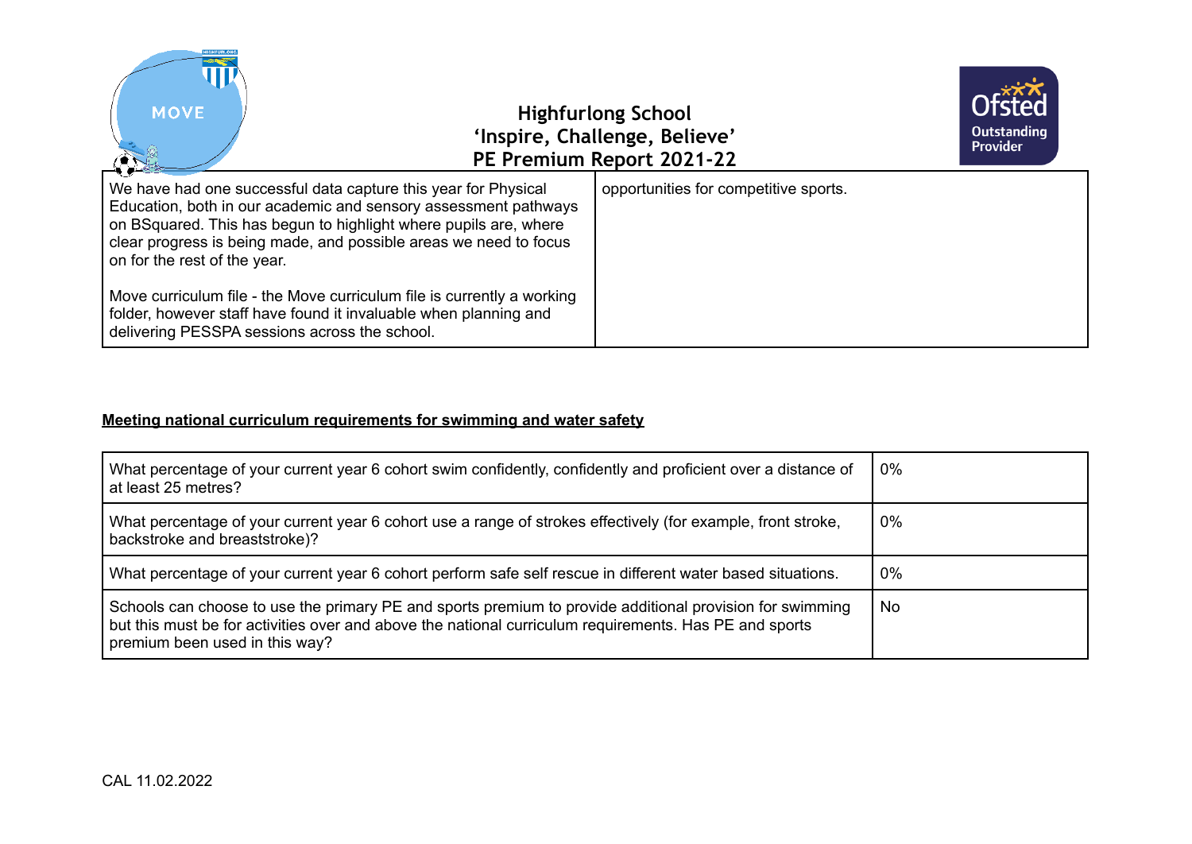| | |
|---|---|
| We have had one successful data capture this year for Physical Education, both in our academic and sensory assessment pathways on BSquared. This has begun to highlight where pupils are, where clear progress is being made, and possible areas we need to focus on for the rest of the year.<br><br>Move curriculum file - the Move curriculum file is currently a working folder, however staff have found it invaluable when planning and delivering PESSPA sessions across the school. | opportunities for competitive sports. |

**Meeting national curriculum requirements for swimming and water safety**

| | |
|---|---|
| What percentage of your current year 6 cohort swim confidently, confidently and proficient over a distance of at least 25 metres? | 0% |
| What percentage of your current year 6 cohort use a range of strokes effectively (for example, front stroke, backstroke and breaststroke)? | 0% |
| What percentage of your current year 6 cohort perform safe self rescue in different water based situations. | 0% |
| Schools can choose to use the primary PE and sports premium to provide additional provision for swimming but this must be for activities over and above the national curriculum requirements. Has PE and sports premium been used in this way? | No |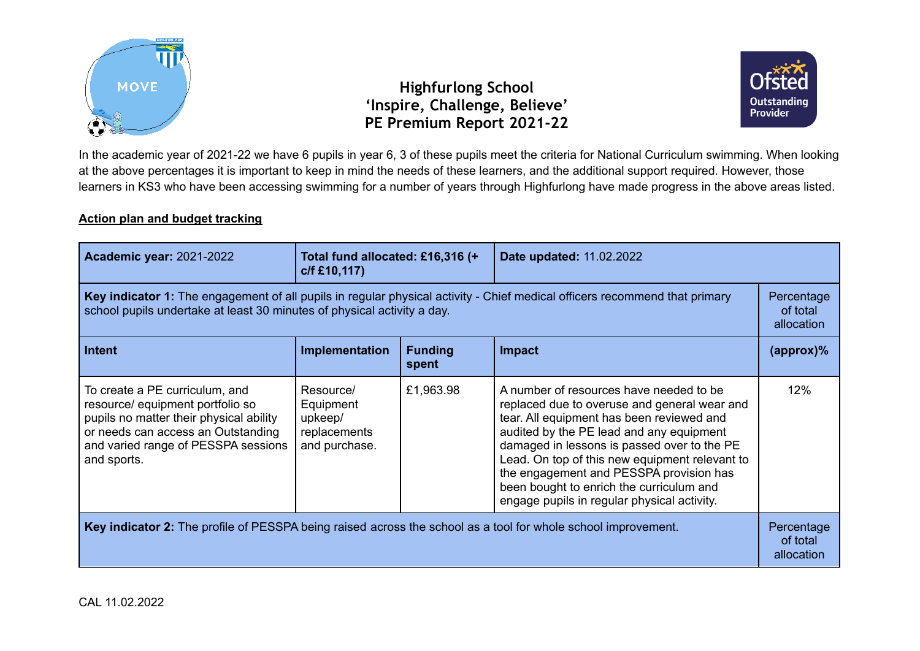**Highfurlong School**
**'Inspire, Challenge, Believe'**
**PE Premium Report 2021-22**

In the academic year of 2021-22 we have 6 pupils in year 6, 3 of these pupils meet the criteria for National Curriculum swimming. When looking at the above percentages it is important to keep in mind the needs of these learners, and the additional support required. However, those learners in KS3 who have been accessing swimming for a number of years through Highfurlong have made progress in the above areas listed.

**Action plan and budget tracking**

| **Academic year:** 2021-2022 | **Total fund allocated: £16,316 (+ c/f £10,117)** | | **Date updated:** 11.02.2022 | |
|---|---|---|---|---|
| **Key indicator 1:** The engagement of all pupils in regular physical activity - Chief medical officers recommend that primary school pupils undertake at least 30 minutes of physical activity a day. | | | | Percentage of total allocation |
| **Intent** | **Implementation** | **Funding spent** | **Impact** | **(approx)%** |
| To create a PE curriculum, and resource/ equipment portfolio so pupils no matter their physical ability or needs can access an Outstanding and varied range of PESSPA sessions and sports. | Resource/ Equipment upkeep/ replacements and purchase. | £1,963.98 | A number of resources have needed to be replaced due to overuse and general wear and tear. All equipment has been reviewed and audited by the PE lead and any equipment damaged in lessons is passed over to the PE Lead. On top of this new equipment relevant to the engagement and PESSPA provision has been bought to enrich the curriculum and engage pupils in regular physical activity. | 12% |
| **Key indicator 2:** The profile of PESSPA being raised across the school as a tool for whole school improvement. | | | | Percentage of total allocation |

CAL 11.02.2022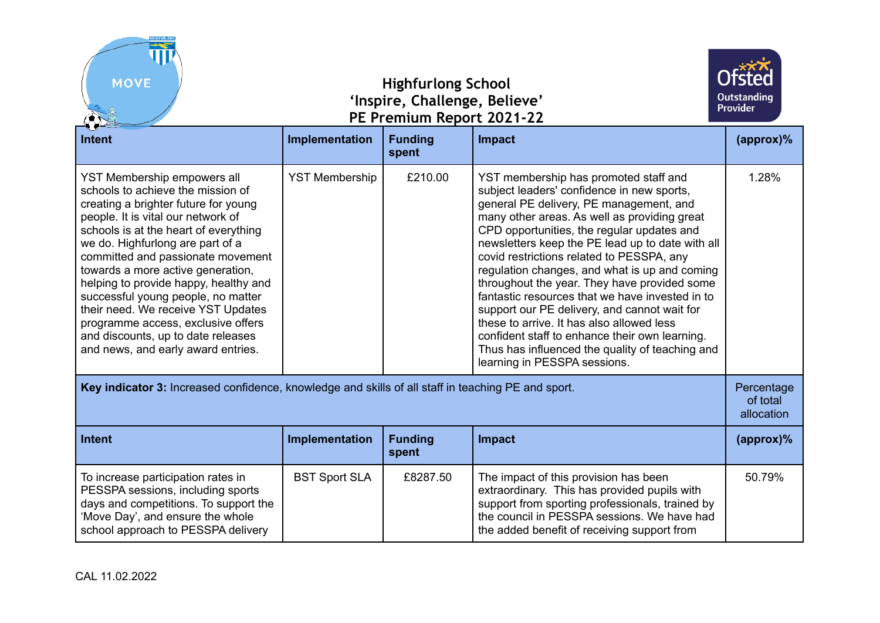# Highfurlong School
## 'Inspire, Challenge, Believe'
## PE Premium Report 2021-22

| Intent | Implementation | Funding spent | Impact | (approx)% |
|---|---|---|---|---|
| YST Membership empowers all schools to achieve the mission of creating a brighter future for young people. It is vital our network of schools is at the heart of everything we do. Highfurlong are part of a committed and passionate movement towards a more active generation, helping to provide happy, healthy and successful young people, no matter their need. We receive YST Updates programme access, exclusive offers and discounts, up to date releases and news, and early award entries. | YST Membership | £210.00 | YST membership has promoted staff and subject leaders' confidence in new sports, general PE delivery, PE management, and many other areas. As well as providing great CPD opportunities, the regular updates and newsletters keep the PE lead up to date with all covid restrictions related to PESSPA, any regulation changes, and what is up and coming throughout the year. They have provided some fantastic resources that we have invested in to support our PE delivery, and cannot wait for these to arrive. It has also allowed less confident staff to enhance their own learning. Thus has influenced the quality of teaching and learning in PESSPA sessions. | 1.28% |
| **Key indicator 3:** Increased confidence, knowledge and skills of all staff in teaching PE and sport. | | | | Percentage of total allocation |
| **Intent** | **Implementation** | **Funding spent** | **Impact** | **(approx)%** |
| To increase participation rates in PESSPA sessions, including sports days and competitions. To support the 'Move Day', and ensure the whole school approach to PESSPA delivery | BST Sport SLA | £8287.50 | The impact of this provision has been extraordinary. This has provided pupils with support from sporting professionals, trained by the council in PESSPA sessions. We have had the added benefit of receiving support from | 50.79% |

CAL 11.02.2022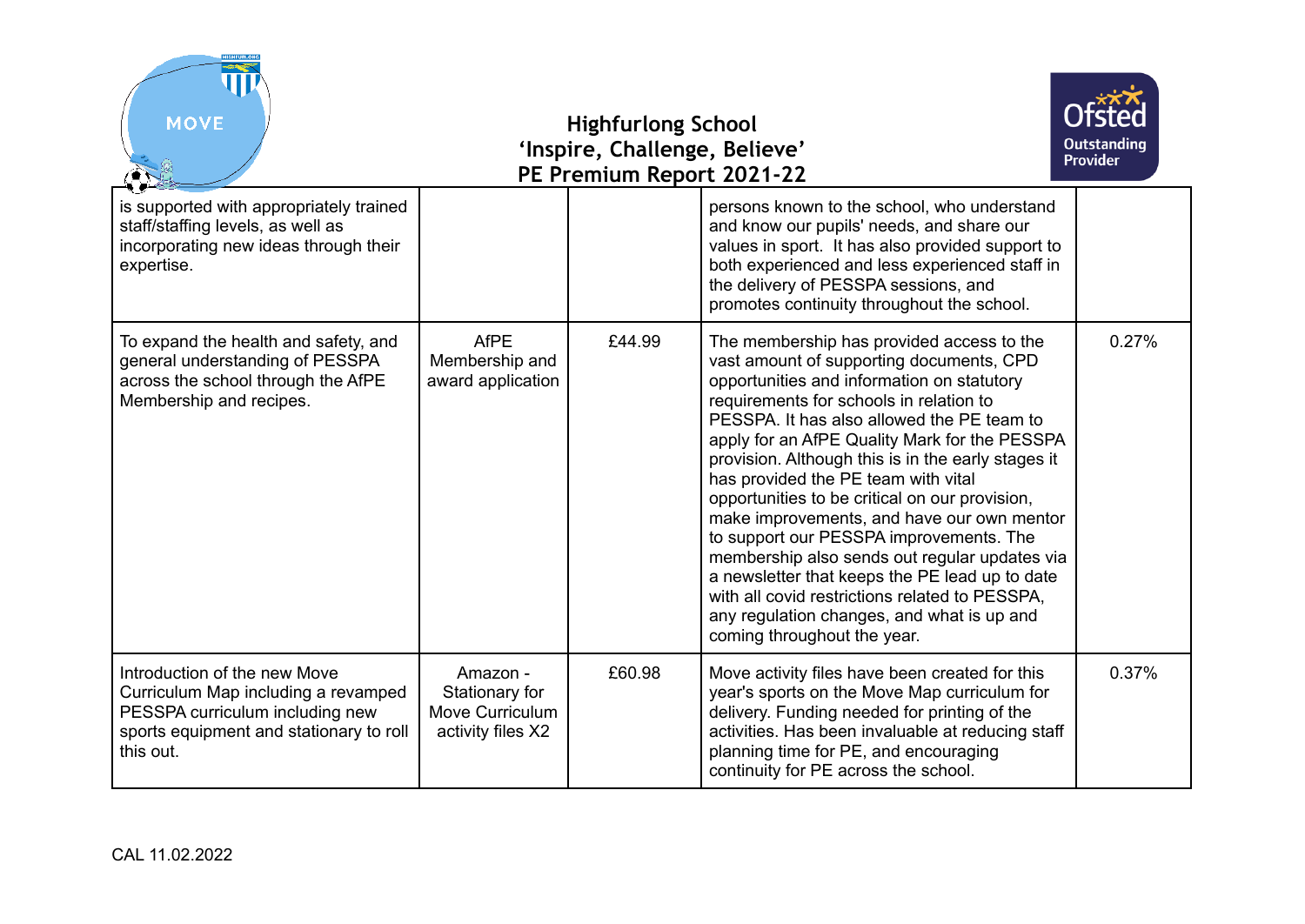| | | | | |
|---|---|---|---|---|
| is supported with appropriately trained staff/staffing levels, as well as incorporating new ideas through their expertise. | | | persons known to the school, who understand and know our pupils' needs, and share our values in sport. It has also provided support to both experienced and less experienced staff in the delivery of PESSPA sessions, and promotes continuity throughout the school. | |
| To expand the health and safety, and general understanding of PESSPA across the school through the AfPE Membership and recipes. | AfPE Membership and award application | £44.99 | The membership has provided access to the vast amount of supporting documents, CPD opportunities and information on statutory requirements for schools in relation to PESSPA. It has also allowed the PE team to apply for an AfPE Quality Mark for the PESSPA provision. Although this is in the early stages it has provided the PE team with vital opportunities to be critical on our provision, make improvements, and have our own mentor to support our PESSPA improvements. The membership also sends out regular updates via a newsletter that keeps the PE lead up to date with all covid restrictions related to PESSPA, any regulation changes, and what is up and coming throughout the year. | 0.27% |
| Introduction of the new Move Curriculum Map including a revamped PESSPA curriculum including new sports equipment and stationary to roll this out. | Amazon - Stationary for Move Curriculum activity files X2 | £60.98 | Move activity files have been created for this year's sports on the Move Map curriculum for delivery. Funding needed for printing of the activities. Has been invaluable at reducing staff planning time for PE, and encouraging continuity for PE across the school. | 0.37% |

CAL 11.02.2022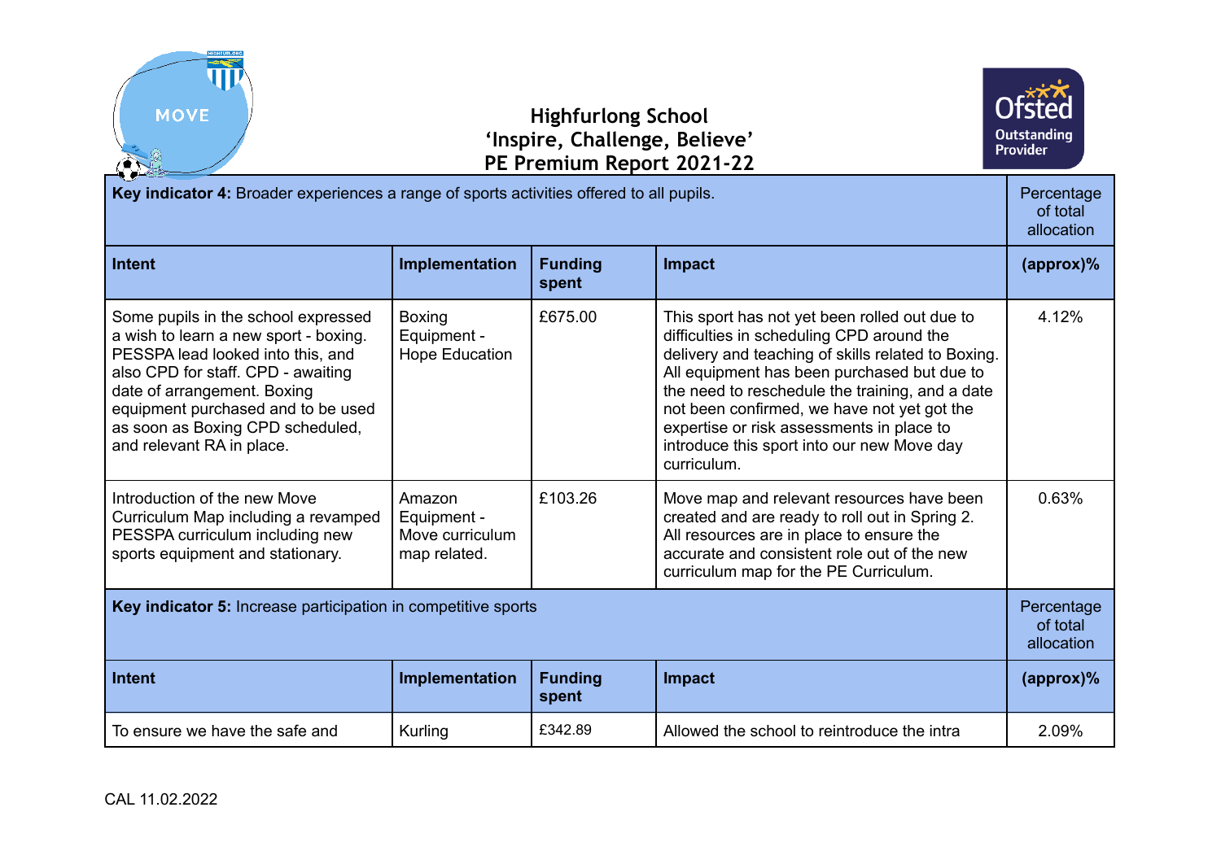# Highfurlong School
## 'Inspire, Challenge, Believe'
## PE Premium Report 2021-22

| **Key indicator 4:** Broader experiences a range of sports activities offered to all pupils. | | | | Percentage of total allocation |
|---|---|---|---|---|
| **Intent** | **Implementation** | **Funding spent** | **Impact** | **(approx)%** |
| Some pupils in the school expressed a wish to learn a new sport - boxing. PESSPA lead looked into this, and also CPD for staff. CPD - awaiting date of arrangement. Boxing equipment purchased and to be used as soon as Boxing CPD scheduled, and relevant RA in place. | Boxing Equipment - Hope Education | £675.00 | This sport has not yet been rolled out due to difficulties in scheduling CPD around the delivery and teaching of skills related to Boxing. All equipment has been purchased but due to the need to reschedule the training, and a date not been confirmed, we have not yet got the expertise or risk assessments in place to introduce this sport into our new Move day curriculum. | 4.12% |
| Introduction of the new Move Curriculum Map including a revamped PESSPA curriculum including new sports equipment and stationary. | Amazon Equipment - Move curriculum map related. | £103.26 | Move map and relevant resources have been created and are ready to roll out in Spring 2. All resources are in place to ensure the accurate and consistent role out of the new curriculum map for the PE Curriculum. | 0.63% |

| **Key indicator 5:** Increase participation in competitive sports | | | | Percentage of total allocation |
|---|---|---|---|---|
| **Intent** | **Implementation** | **Funding spent** | **Impact** | **(approx)%** |
| To ensure we have the safe and | Kurling | £342.89 | Allowed the school to reintroduce the intra | 2.09% |

CAL 11.02.2022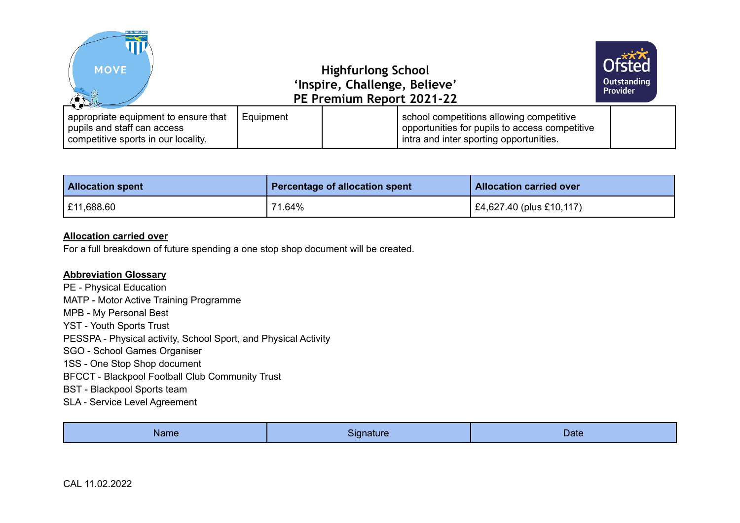| appropriate equipment to ensure that pupils and staff can access competitive sports in our locality. | Equipment | | school competitions allowing competitive opportunities for pupils to access competitive intra and inter sporting opportunities. | |
|---|---|---|---|---|

| Allocation spent | Percentage of allocation spent | Allocation carried over |
|---|---|---|
| £11,688.60 | 71.64% | £4,627.40 (plus £10,117) |

**Allocation carried over**

For a full breakdown of future spending a one stop shop document will be created.

**Abbreviation Glossary**

PE - Physical Education
MATP - Motor Active Training Programme
MPB - My Personal Best
YST - Youth Sports Trust
PESSPA - Physical activity, School Sport, and Physical Activity
SGO - School Games Organiser
1SS - One Stop Shop document
BFCCT - Blackpool Football Club Community Trust
BST - Blackpool Sports team
SLA - Service Level Agreement

| Name | Signature | Date |
|---|---|---|

CAL 11.02.2022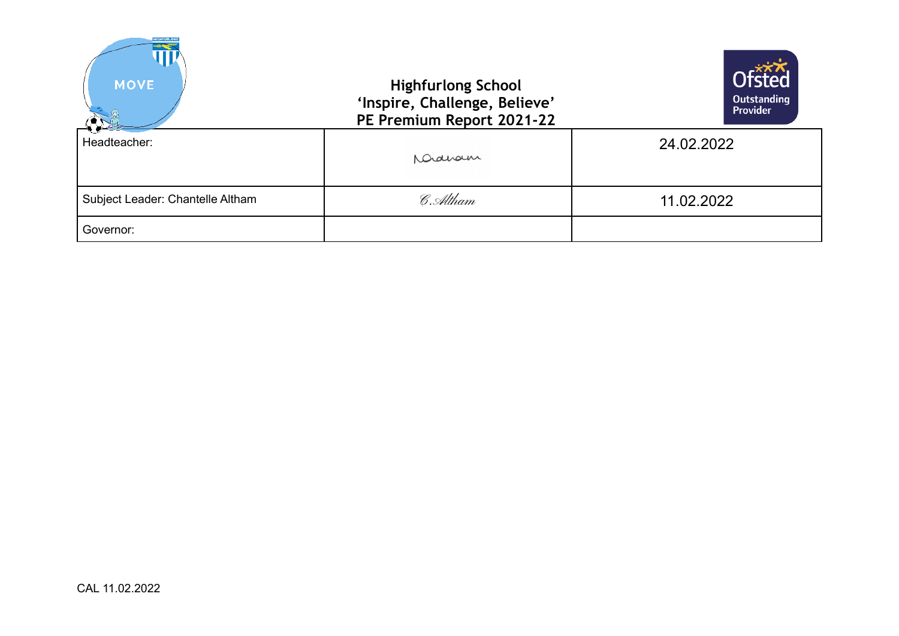**Highfurlong School**
**'Inspire, Challenge, Believe'**
**PE Premium Report 2021-22**

| | | |
|---|---|---|
| Headteacher: | N Graham | 24.02.2022 |
| Subject Leader: Chantelle Altham | C.Altham | 11.02.2022 |
| Governor: | | |

CAL 11.02.2022